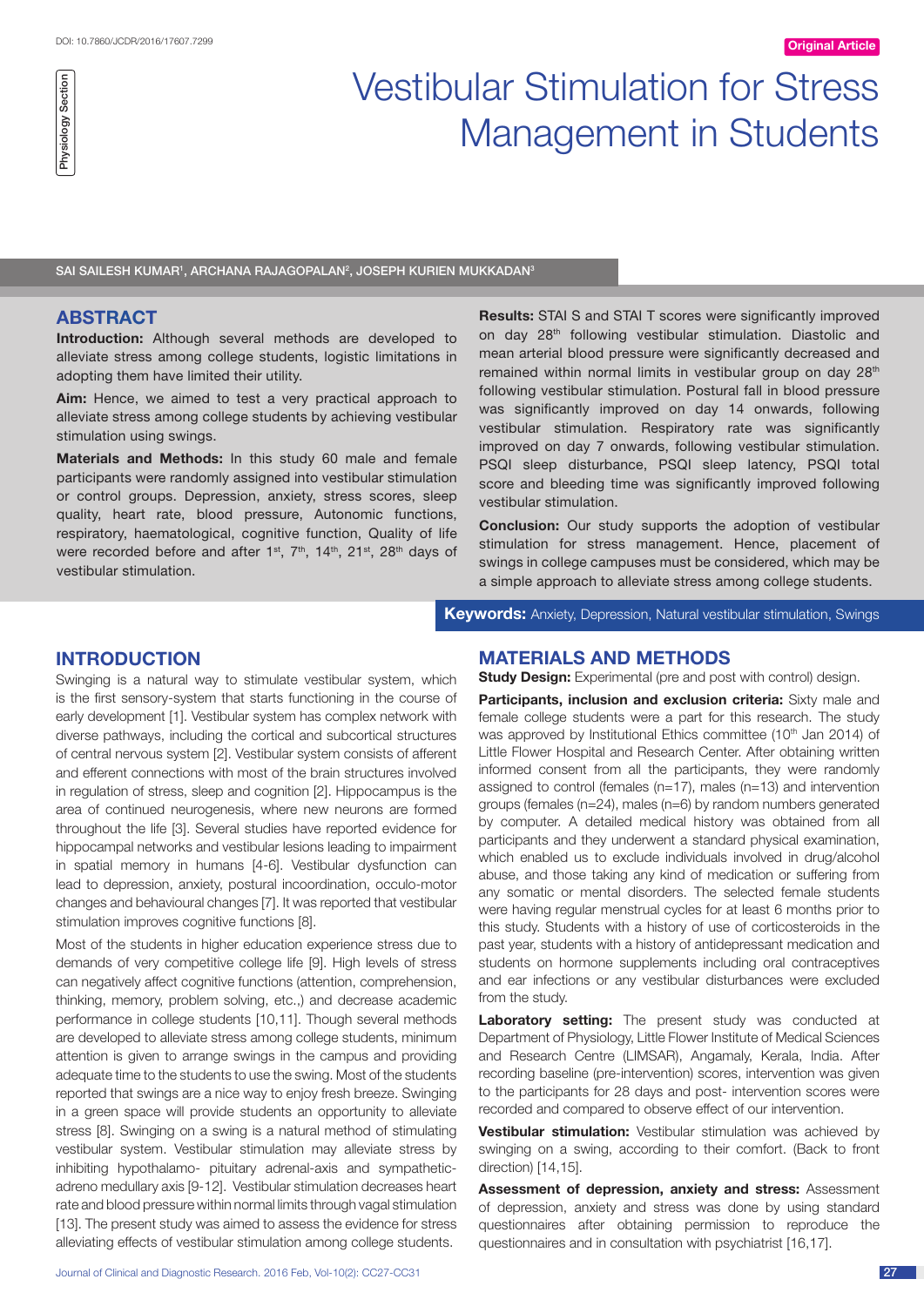# Vestibular Stimulation for Stress Management in Students

SAI SAILESH KUMAR[1], ARCHANA RAJAGOPALAN[2], JOSEPH KURIEN MUKKADAN[3]

## ABSTRACT

**Introduction:** Although several methods are developed to alleviate stress among college students, logistic limitations in adopting them have limited their utility.

**Aim:** Hence, we aimed to test a very practical approach to alleviate stress among college students by achieving vestibular stimulation using swings.

**Materials and Methods:** In this study 60 male and female participants were randomly assigned into vestibular stimulation or control groups. Depression, anxiety, stress scores, sleep quality, heart rate, blood pressure, Autonomic functions, respiratory, haematological, cognitive function, Quality of life were recorded before and after 1st, 7th, 14th, 21st, 28th days of vestibular stimulation.

**Results:** STAI S and STAI T scores were significantly improved on day 28th following vestibular stimulation. Diastolic and mean arterial blood pressure were significantly decreased and remained within normal limits in vestibular group on day 28th following vestibular stimulation. Postural fall in blood pressure was significantly improved on day 14 onwards, following vestibular stimulation. Respiratory rate was significantly improved on day 7 onwards, following vestibular stimulation. PSQI sleep disturbance, PSQI sleep latency, PSQI total score and bleeding time was significantly improved following vestibular stimulation.

**Conclusion:** Our study supports the adoption of vestibular stimulation for stress management. Hence, placement of swings in college campuses must be considered, which may be a simple approach to alleviate stress among college students.

**Keywords:** Anxiety, Depression, Natural vestibular stimulation, Swings

## INTRODUCTION

Swinging is a natural way to stimulate vestibular system, which is the first sensory-system that starts functioning in the course of early development [1]. Vestibular system has complex network with diverse pathways, including the cortical and subcortical structures of central nervous system [2]. Vestibular system consists of afferent and efferent connections with most of the brain structures involved in regulation of stress, sleep and cognition [2]. Hippocampus is the area of continued neurogenesis, where new neurons are formed throughout the life [3]. Several studies have reported evidence for hippocampal networks and vestibular lesions leading to impairment in spatial memory in humans [4-6]. Vestibular dysfunction can lead to depression, anxiety, postural incoordination, occulo-motor changes and behavioural changes [7]. It was reported that vestibular stimulation improves cognitive functions [8].

Most of the students in higher education experience stress due to demands of very competitive college life [9]. High levels of stress can negatively affect cognitive functions (attention, comprehension, thinking, memory, problem solving, etc.,) and decrease academic performance in college students [10,11]. Though several methods are developed to alleviate stress among college students, minimum attention is given to arrange swings in the campus and providing adequate time to the students to use the swing. Most of the students reported that swings are a nice way to enjoy fresh breeze. Swinging in a green space will provide students an opportunity to alleviate stress [8]. Swinging on a swing is a natural method of stimulating vestibular system. Vestibular stimulation may alleviate stress by inhibiting hypothalamo- pituitary adrenal-axis and sympathetic-adreno medullary axis [9-12]. Vestibular stimulation decreases heart rate and blood pressure within normal limits through vagal stimulation [13]. The present study was aimed to assess the evidence for stress alleviating effects of vestibular stimulation among college students.

## MATERIALS AND METHODS

**Study Design:** Experimental (pre and post with control) design.

**Participants, inclusion and exclusion criteria:** Sixty male and female college students were a part for this research. The study was approved by Institutional Ethics committee (10th Jan 2014) of Little Flower Hospital and Research Center. After obtaining written informed consent from all the participants, they were randomly assigned to control (females (n=17), males (n=13) and intervention groups (females (n=24), males (n=6) by random numbers generated by computer. A detailed medical history was obtained from all participants and they underwent a standard physical examination, which enabled us to exclude individuals involved in drug/alcohol abuse, and those taking any kind of medication or suffering from any somatic or mental disorders. The selected female students were having regular menstrual cycles for at least 6 months prior to this study. Students with a history of use of corticosteroids in the past year, students with a history of antidepressant medication and students on hormone supplements including oral contraceptives and ear infections or any vestibular disturbances were excluded from the study.

**Laboratory setting:** The present study was conducted at Department of Physiology, Little Flower Institute of Medical Sciences and Research Centre (LIMSAR), Angamaly, Kerala, India. After recording baseline (pre-intervention) scores, intervention was given to the participants for 28 days and post- intervention scores were recorded and compared to observe effect of our intervention.

**Vestibular stimulation:** Vestibular stimulation was achieved by swinging on a swing, according to their comfort. (Back to front direction) [14,15].

**Assessment of depression, anxiety and stress:** Assessment of depression, anxiety and stress was done by using standard questionnaires after obtaining permission to reproduce the questionnaires and in consultation with psychiatrist [16,17].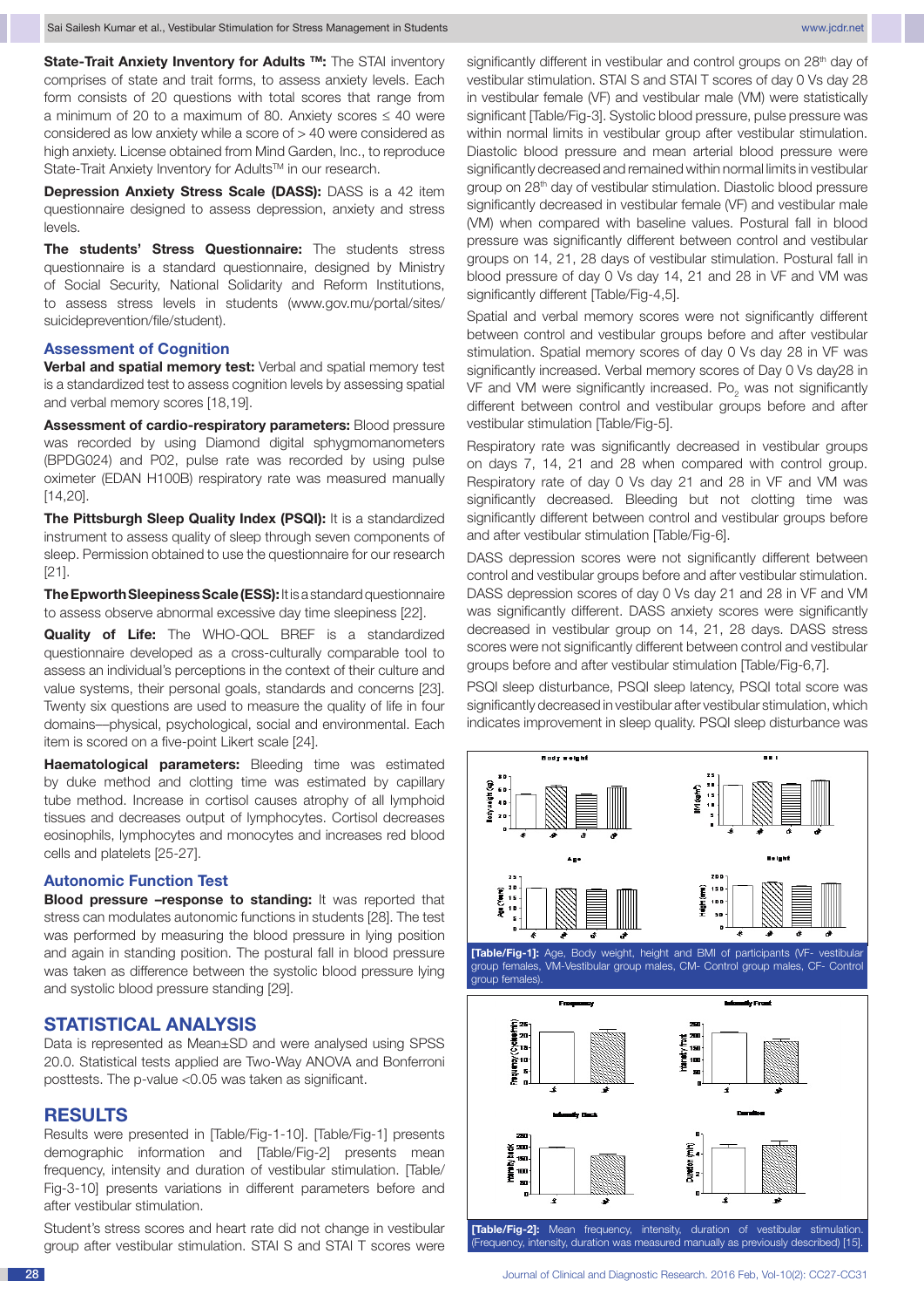**State-Trait Anxiety Inventory for Adults ™:** The STAI inventory comprises of state and trait forms, to assess anxiety levels. Each form consists of 20 questions with total scores that range from a minimum of 20 to a maximum of 80. Anxiety scores ≤ 40 were considered as low anxiety while a score of > 40 were considered as high anxiety. License obtained from Mind Garden, Inc., to reproduce State-Trait Anxiety Inventory for Adults™ in our research.

**Depression Anxiety Stress Scale (DASS):** DASS is a 42 item questionnaire designed to assess depression, anxiety and stress levels.

**The students' Stress Questionnaire:** The students stress questionnaire is a standard questionnaire, designed by Ministry of Social Security, National Solidarity and Reform Institutions, to assess stress levels in students (www.gov.mu/portal/sites/suicideprevention/file/student).

## Assessment of Cognition

**Verbal and spatial memory test:** Verbal and spatial memory test is a standardized test to assess cognition levels by assessing spatial and verbal memory scores [18,19].

**Assessment of cardio-respiratory parameters:** Blood pressure was recorded by using Diamond digital sphygmomanometers (BPDG024) and P02, pulse rate was recorded by using pulse oximeter (EDAN H100B) respiratory rate was measured manually [14,20].

**The Pittsburgh Sleep Quality Index (PSQI):** It is a standardized instrument to assess quality of sleep through seven components of sleep. Permission obtained to use the questionnaire for our research [21].

**The Epworth Sleepiness Scale (ESS):** It is a standard questionnaire to assess observe abnormal excessive day time sleepiness [22].

**Quality of Life:** The WHO-QOL BREF is a standardized questionnaire developed as a cross-culturally comparable tool to assess an individual's perceptions in the context of their culture and value systems, their personal goals, standards and concerns [23]. Twenty six questions are used to measure the quality of life in four domains—physical, psychological, social and environmental. Each item is scored on a five-point Likert scale [24].

**Haematological parameters:** Bleeding time was estimated by duke method and clotting time was estimated by capillary tube method. Increase in cortisol causes atrophy of all lymphoid tissues and decreases output of lymphocytes. Cortisol decreases eosinophils, lymphocytes and monocytes and increases red blood cells and platelets [25-27].

## Autonomic Function Test

**Blood pressure –response to standing:** It was reported that stress can modulates autonomic functions in students [28]. The test was performed by measuring the blood pressure in lying position and again in standing position. The postural fall in blood pressure was taken as difference between the systolic blood pressure lying and systolic blood pressure standing [29].

# STATISTICAL ANALYSIS

Data is represented as Mean±SD and were analysed using SPSS 20.0. Statistical tests applied are Two-Way ANOVA and Bonferroni posttests. The p-value <0.05 was taken as significant.

# RESULTS

Results were presented in [Table/Fig-1-10]. [Table/Fig-1] presents demographic information and [Table/Fig-2] presents mean frequency, intensity and duration of vestibular stimulation. [Table/Fig-3-10] presents variations in different parameters before and after vestibular stimulation.

Student's stress scores and heart rate did not change in vestibular group after vestibular stimulation. STAI S and STAI T scores were significantly different in vestibular and control groups on 28th day of vestibular stimulation. STAI S and STAI T scores of day 0 Vs day 28 in vestibular female (VF) and vestibular male (VM) were statistically significant [Table/Fig-3]. Systolic blood pressure, pulse pressure was within normal limits in vestibular group after vestibular stimulation. Diastolic blood pressure and mean arterial blood pressure were significantly decreased and remained within normal limits in vestibular group on 28th day of vestibular stimulation. Diastolic blood pressure significantly decreased in vestibular female (VF) and vestibular male (VM) when compared with baseline values. Postural fall in blood pressure was significantly different between control and vestibular groups on 14, 21, 28 days of vestibular stimulation. Postural fall in blood pressure of day 0 Vs day 14, 21 and 28 in VF and VM was significantly different [Table/Fig-4,5].

Spatial and verbal memory scores were not significantly different between control and vestibular groups before and after vestibular stimulation. Spatial memory scores of day 0 Vs day 28 in VF was significantly increased. Verbal memory scores of Day 0 Vs day28 in VF and VM were significantly increased. $Po_2$ was not significantly different between control and vestibular groups before and after vestibular stimulation [Table/Fig-5].

Respiratory rate was significantly decreased in vestibular groups on days 7, 14, 21 and 28 when compared with control group. Respiratory rate of day 0 Vs day 21 and 28 in VF and VM was significantly decreased. Bleeding but not clotting time was significantly different between control and vestibular groups before and after vestibular stimulation [Table/Fig-6].

DASS depression scores were not significantly different between control and vestibular groups before and after vestibular stimulation. DASS depression scores of day 0 Vs day 21 and 28 in VF and VM was significantly different. DASS anxiety scores were significantly decreased in vestibular group on 14, 21, 28 days. DASS stress scores were not significantly different between control and vestibular groups before and after vestibular stimulation [Table/Fig-6,7].

PSQI sleep disturbance, PSQI sleep latency, PSQI total score was significantly decreased in vestibular after vestibular stimulation, which indicates improvement in sleep quality. PSQI sleep disturbance was

[Table/Fig-1]: Age, Body weight, height and BMI of participants (VF- vestibular group females, VM-Vestibular group males, CM- Control group males, CF- Control group females).

[Table/Fig-2]: Mean frequency, intensity, duration of vestibular stimulation. (Frequency, intensity, duration was measured manually as previously described) [15].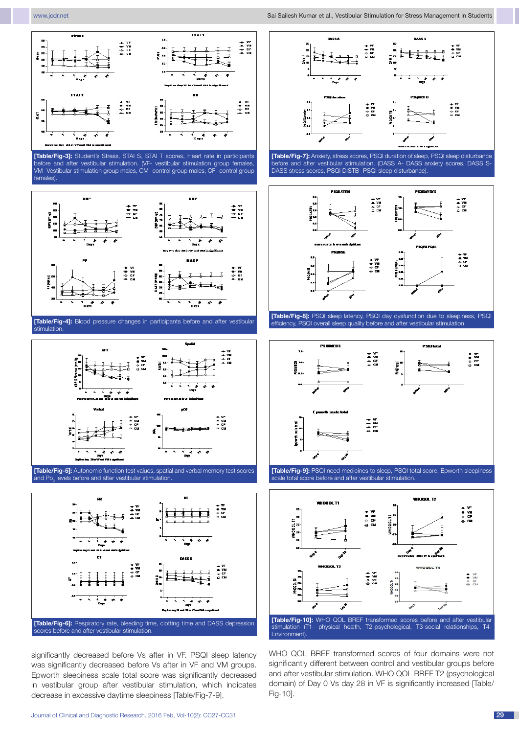[Table/Fig-3]: Student's Stress, STAI S, STAI T scores, Heart rate in participants before and after vestibular stimulation. (VF- vestibular stimulation group females, VM- Vestibular stimulation group males, CM- control group males, CF- control group females).

[Table/Fig-4]: Blood pressure changes in participants before and after vestibular stimulation.

[Table/Fig-5]: Autonomic function test values, spatial and verbal memory test scores and $Po_2$ levels before and after vestibular stimulation.

[Table/Fig-6]: Respiratory rate, bleeding time, clotting time and DASS depression scores before and after vestibular stimulation.

significantly decreased before Vs after in VF. PSQI sleep latency was significantly decreased before Vs after in VF and VM groups. Epworth sleepiness scale total score was significantly decreased in vestibular group after vestibular stimulation, which indicates decrease in excessive daytime sleepiness [Table/Fig-7-9].

[Table/Fig-7]: Anxiety, stress scores, PSQI duration of sleep, PSQI sleep disturbance before and after vestibular stimulation. (DASS A- DASS anxiety scores, DASS S- DASS stress scores, PSQI DISTB- PSQI sleep disturbance).

[Table/Fig-8]: PSQI sleep latency, PSQI day dysfunction due to sleepiness, PSQI efficiency, PSQI overall sleep quality before and after vestibular stimulation.

[Table/Fig-9]: PSQI need medicines to sleep, PSQI total score, Epworth sleepiness scale total score before and after vestibular stimulation.

[Table/Fig-10]: WHO QOL BREF transformed scores before and after vestibular stimulation (T1- physical health, T2-psychological, T3-social relationships, T4-Environment).

WHO QOL BREF transformed scores of four domains were not significantly different between control and vestibular groups before and after vestibular stimulation. WHO QOL BREF T2 (psychological domain) of Day 0 Vs day 28 in VF is significantly increased [Table/Fig-10].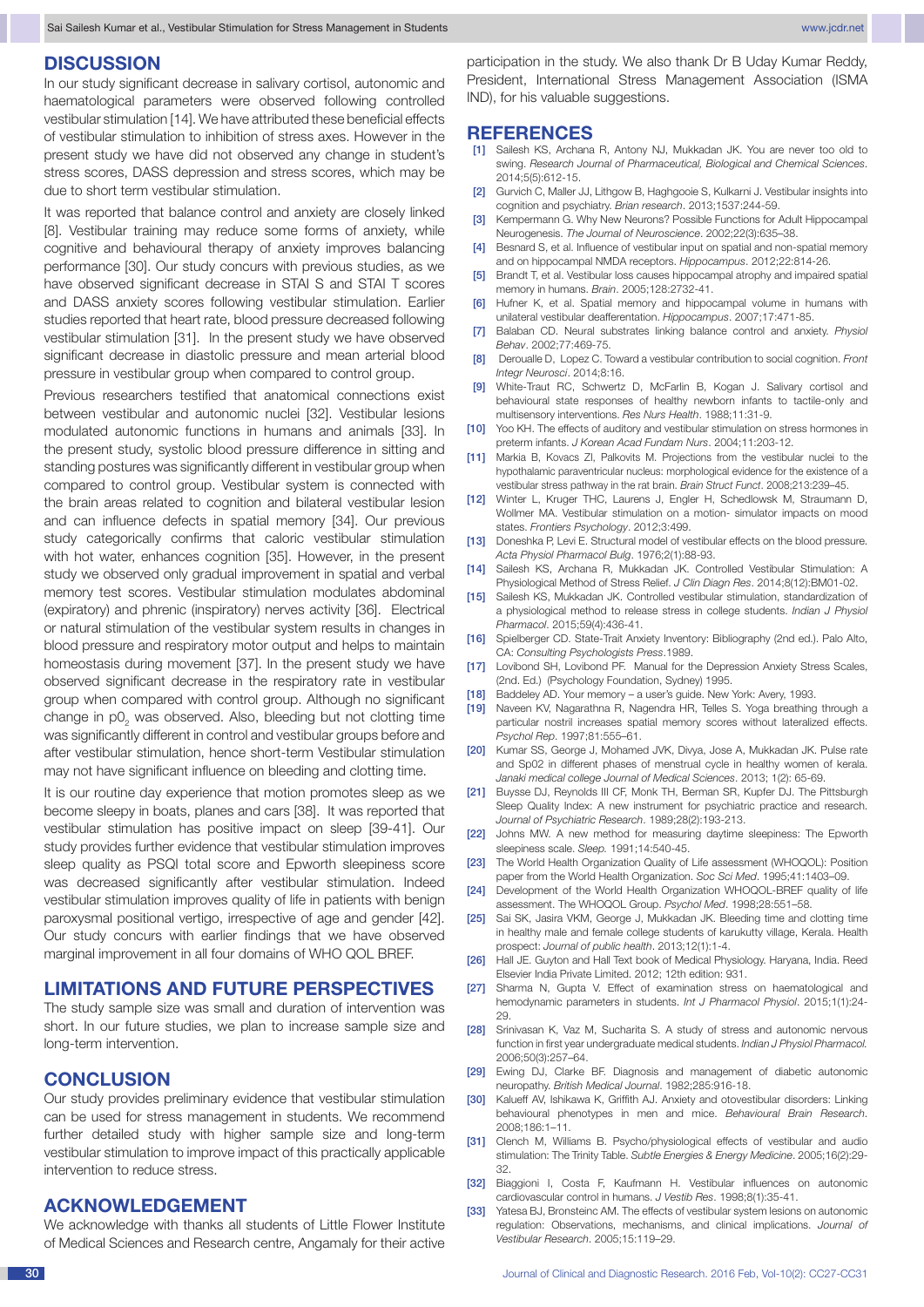## DISCUSSION

In our study significant decrease in salivary cortisol, autonomic and haematological parameters were observed following controlled vestibular stimulation [14]. We have attributed these beneficial effects of vestibular stimulation to inhibition of stress axes. However in the present study we have did not observed any change in student's stress scores, DASS depression and stress scores, which may be due to short term vestibular stimulation.

It was reported that balance control and anxiety are closely linked [8]. Vestibular training may reduce some forms of anxiety, while cognitive and behavioural therapy of anxiety improves balancing performance [30]. Our study concurs with previous studies, as we have observed significant decrease in STAI S and STAI T scores and DASS anxiety scores following vestibular stimulation. Earlier studies reported that heart rate, blood pressure decreased following vestibular stimulation [31]. In the present study we have observed significant decrease in diastolic pressure and mean arterial blood pressure in vestibular group when compared to control group.

Previous researchers testified that anatomical connections exist between vestibular and autonomic nuclei [32]. Vestibular lesions modulated autonomic functions in humans and animals [33]. In the present study, systolic blood pressure difference in sitting and standing postures was significantly different in vestibular group when compared to control group. Vestibular system is connected with the brain areas related to cognition and bilateral vestibular lesion and can influence defects in spatial memory [34]. Our previous study categorically confirms that caloric vestibular stimulation with hot water, enhances cognition [35]. However, in the present study we observed only gradual improvement in spatial and verbal memory test scores. Vestibular stimulation modulates abdominal (expiratory) and phrenic (inspiratory) nerves activity [36]. Electrical or natural stimulation of the vestibular system results in changes in blood pressure and respiratory motor output and helps to maintain homeostasis during movement [37]. In the present study we have observed significant decrease in the respiratory rate in vestibular group when compared with control group. Although no significant change in $p0_2$ was observed. Also, bleeding but not clotting time was significantly different in control and vestibular groups before and after vestibular stimulation, hence short-term Vestibular stimulation may not have significant influence on bleeding and clotting time.

It is our routine day experience that motion promotes sleep as we become sleepy in boats, planes and cars [38]. It was reported that vestibular stimulation has positive impact on sleep [39-41]. Our study provides further evidence that vestibular stimulation improves sleep quality as PSQI total score and Epworth sleepiness score was decreased significantly after vestibular stimulation. Indeed vestibular stimulation improves quality of life in patients with benign paroxysmal positional vertigo, irrespective of age and gender [42]. Our study concurs with earlier findings that we have observed marginal improvement in all four domains of WHO QOL BREF.

## LIMITATIONS AND FUTURE PERSPECTIVES

The study sample size was small and duration of intervention was short. In our future studies, we plan to increase sample size and long-term intervention.

## CONCLUSION

Our study provides preliminary evidence that vestibular stimulation can be used for stress management in students. We recommend further detailed study with higher sample size and long-term vestibular stimulation to improve impact of this practically applicable intervention to reduce stress.

## ACKNOWLEDGEMENT

We acknowledge with thanks all students of Little Flower Institute of Medical Sciences and Research centre, Angamaly for their active participation in the study. We also thank Dr B Uday Kumar Reddy, President, International Stress Management Association (ISMA IND), for his valuable suggestions.

## REFERENCES

[1] Sailesh KS, Archana R, Antony NJ, Mukkadan JK. You are never too old to swing. *Research Journal of Pharmaceutical, Biological and Chemical Sciences*. 2014;5(5):612-15.

[2] Gurvich C, Maller JJ, Lithgow B, Haghgooie S, Kulkarni J. Vestibular insights into cognition and psychiatry. *Brian research*. 2013;1537:244-59.

[3] Kempermann G. Why New Neurons? Possible Functions for Adult Hippocampal Neurogenesis. *The Journal of Neuroscience*. 2002;22(3):635–38.

[4] Besnard S, et al. Influence of vestibular input on spatial and non-spatial memory and on hippocampal NMDA receptors. *Hippocampus*. 2012;22:814-26.

[5] Brandt T, et al. Vestibular loss causes hippocampal atrophy and impaired spatial memory in humans. *Brain*. 2005;128:2732-41.

[6] Hufner K, et al. Spatial memory and hippocampal volume in humans with unilateral vestibular deafferentation. *Hippocampus*. 2007;17:471-85.

[7] Balaban CD. Neural substrates linking balance control and anxiety. *Physiol Behav*. 2002;77:469-75.

[8] Deroualle D, Lopez C. Toward a vestibular contribution to social cognition. *Front Integr Neurosci*. 2014;8:16.

[9] White-Traut RC, Schwertz D, McFarlin B, Kogan J. Salivary cortisol and behavioural state responses of healthy newborn infants to tactile-only and multisensory interventions. *Res Nurs Health*. 1988;11:31-9.

[10] Yoo KH. The effects of auditory and vestibular stimulation on stress hormones in preterm infants. *J Korean Acad Fundam Nurs*. 2004;11:203-12.

[11] Markia B, Kovacs ZI, Palkovits M. Projections from the vestibular nuclei to the hypothalamic paraventricular nucleus: morphological evidence for the existence of a vestibular stress pathway in the rat brain. *Brain Struct Funct*. 2008;213:239–45.

[12] Winter L, Kruger THC, Laurens J, Engler H, Schedlowsk M, Straumann D, Wollmer MA. Vestibular stimulation on a motion- simulator impacts on mood states. *Frontiers Psychology*. 2012;3:499.

[13] Doneshka P, Levi E. Structural model of vestibular effects on the blood pressure. *Acta Physiol Pharmacol Bulg*. 1976;2(1):88-93.

[14] Sailesh KS, Archana R, Mukkadan JK. Controlled Vestibular Stimulation: A Physiological Method of Stress Relief. *J Clin Diagn Res*. 2014;8(12):BM01-02.

[15] Sailesh KS, Mukkadan JK. Controlled vestibular stimulation, standardization of a physiological method to release stress in college students. *Indian J Physiol Pharmacol*. 2015;59(4):436-41.

[16] Spielberger CD. State-Trait Anxiety Inventory: Bibliography (2nd ed.). Palo Alto, CA: *Consulting Psychologists Press*.1989.

[17] Lovibond SH, Lovibond PF. Manual for the Depression Anxiety Stress Scales, (2nd. Ed.) (Psychology Foundation, Sydney) 1995.

[18] Baddeley AD. Your memory – a user's guide. New York: Avery, 1993.

[19] Naveen KV, Nagarathna R, Nagendra HR, Telles S. Yoga breathing through a particular nostril increases spatial memory scores without lateralized effects. *Psychol Rep*. 1997;81:555–61.

[20] Kumar SS, George J, Mohamed JVK, Divya, Jose A, Mukkadan JK. Pulse rate and Sp02 in different phases of menstrual cycle in healthy women of kerala. *Janaki medical college Journal of Medical Sciences*. 2013; 1(2): 65-69.

[21] Buysse DJ, Reynolds III CF, Monk TH, Berman SR, Kupfer DJ. The Pittsburgh Sleep Quality Index: A new instrument for psychiatric practice and research. *Journal of Psychiatric Research*. 1989;28(2):193-213.

[22] Johns MW. A new method for measuring daytime sleepiness: The Epworth sleepiness scale. *Sleep*. 1991;14:540-45.

[23] The World Health Organization Quality of Life assessment (WHOQOL): Position paper from the World Health Organization. *Soc Sci Med*. 1995;41:1403–09.

[24] Development of the World Health Organization WHOQOL-BREF quality of life assessment. The WHOQOL Group. *Psychol Med*. 1998;28:551–58.

[25] Sai SK, Jasira VKM, George J, Mukkadan JK. Bleeding time and clotting time in healthy male and female college students of karukutty village, Kerala. Health prospect: *Journal of public health*. 2013;12(1):1-4.

[26] Hall JE. Guyton and Hall Text book of Medical Physiology. Haryana, India. Reed Elsevier India Private Limited. 2012; 12th edition: 931.

[27] Sharma N, Gupta V. Effect of examination stress on haematological and hemodynamic parameters in students. *Int J Pharmacol Physiol*. 2015;1(1):24-29.

[28] Srinivasan K, Vaz M, Sucharita S. A study of stress and autonomic nervous function in first year undergraduate medical students. *Indian J Physiol Pharmacol*. 2006;50(3):257–64.

[29] Ewing DJ, Clarke BF. Diagnosis and management of diabetic autonomic neuropathy. *British Medical Journal*. 1982;285:916-18.

[30] Kalueff AV, Ishikawa K, Griffith AJ. Anxiety and otovestibular disorders: Linking behavioural phenotypes in men and mice. *Behavioural Brain Research*. 2008;186:1–11.

[31] Clench M, Williams B. Psycho/physiological effects of vestibular and audio stimulation: The Trinity Table. *Subtle Energies & Energy Medicine*. 2005;16(2):29-32.

[32] Biaggioni I, Costa F, Kaufmann H. Vestibular influences on autonomic cardiovascular control in humans. *J Vestib Res*. 1998;8(1):35-41.

[33] Yatesa BJ, Bronsteinc AM. The effects of vestibular system lesions on autonomic regulation: Observations, mechanisms, and clinical implications. *Journal of Vestibular Research*. 2005;15:119–29.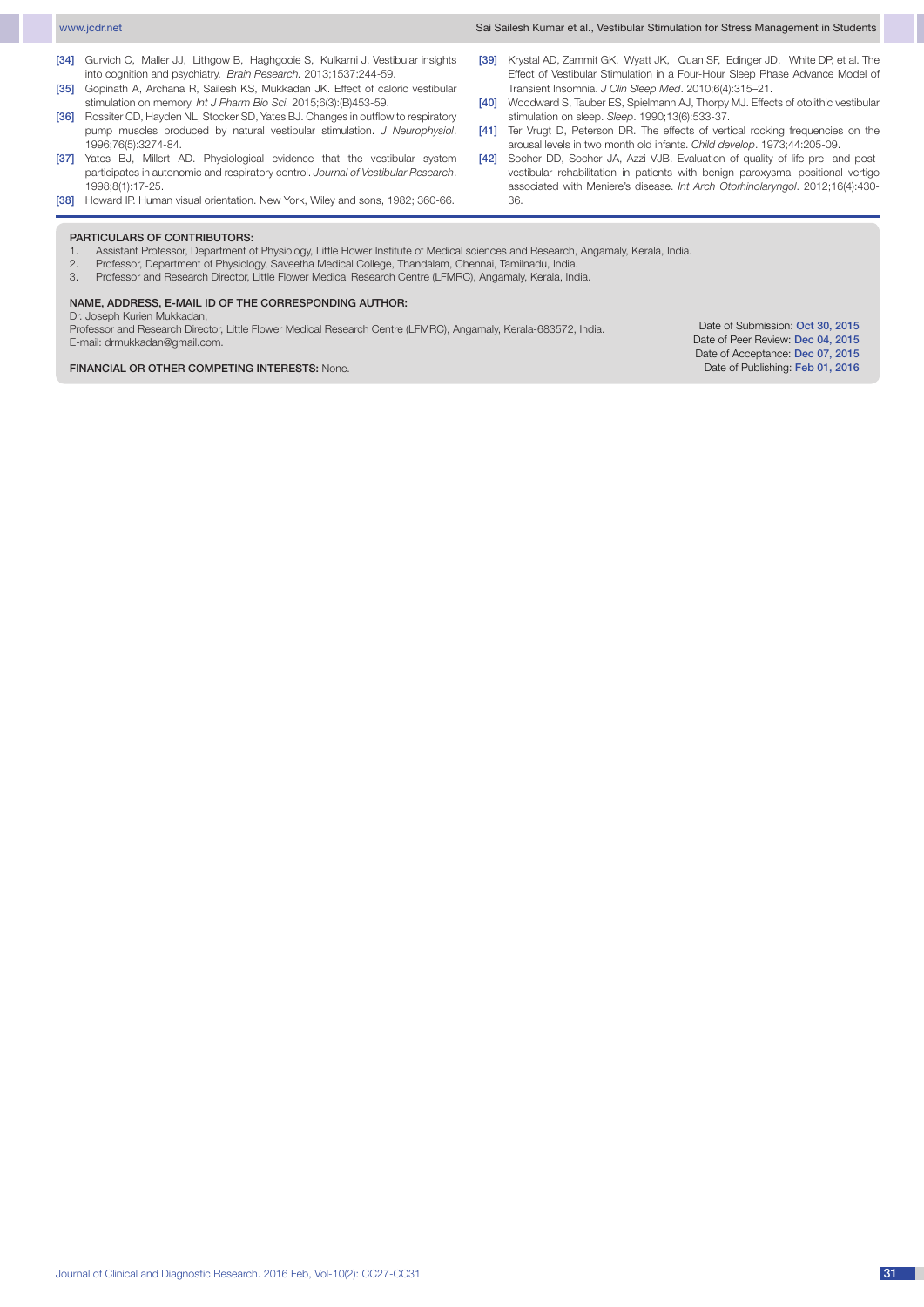[34] Gurvich C, Maller JJ, Lithgow B, Haghgooie S, Kulkarni J. Vestibular insights into cognition and psychiatry. *Brain Research*. 2013;1537:244-59.

[35] Gopinath A, Archana R, Sailesh KS, Mukkadan JK. Effect of caloric vestibular stimulation on memory. *Int J Pharm Bio Sci*. 2015;6(3):(B)453-59.

[36] Rossiter CD, Hayden NL, Stocker SD, Yates BJ. Changes in outflow to respiratory pump muscles produced by natural vestibular stimulation. *J Neurophysiol*. 1996;76(5):3274-84.

[37] Yates BJ, Millert AD. Physiological evidence that the vestibular system participates in autonomic and respiratory control. *Journal of Vestibular Research*. 1998;8(1):17-25.

[38] Howard IP. Human visual orientation. New York, Wiley and sons, 1982; 360-66.

[39] Krystal AD, Zammit GK, Wyatt JK, Quan SF, Edinger JD, White DP, et al. The Effect of Vestibular Stimulation in a Four-Hour Sleep Phase Advance Model of Transient Insomnia. *J Clin Sleep Med*. 2010;6(4):315–21.

[40] Woodward S, Tauber ES, Spielmann AJ, Thorpy MJ. Effects of otolithic vestibular stimulation on sleep. *Sleep*. 1990;13(6):533-37.

[41] Ter Vrugt D, Peterson DR. The effects of vertical rocking frequencies on the arousal levels in two month old infants. *Child develop*. 1973;44:205-09.

[42] Socher DD, Socher JA, Azzi VJB. Evaluation of quality of life pre- and post-vestibular rehabilitation in patients with benign paroxysmal positional vertigo associated with Meniere's disease. *Int Arch Otorhinolaryngol*. 2012;16(4):430-36.

**PARTICULARS OF CONTRIBUTORS:**

1. Assistant Professor, Department of Physiology, Little Flower Institute of Medical sciences and Research, Angamaly, Kerala, India.
2. Professor, Department of Physiology, Saveetha Medical College, Thandalam, Chennai, Tamilnadu, India.
3. Professor and Research Director, Little Flower Medical Research Centre (LFMRC), Angamaly, Kerala, India.

**NAME, ADDRESS, E-MAIL ID OF THE CORRESPONDING AUTHOR:**

Dr. Joseph Kurien Mukkadan,
Professor and Research Director, Little Flower Medical Research Centre (LFMRC), Angamaly, Kerala-683572, India.
E-mail: drmukkadan@gmail.com.

**FINANCIAL OR OTHER COMPETING INTERESTS:** None.

Date of Submission: Oct 30, 2015
Date of Peer Review: Dec 04, 2015
Date of Acceptance: Dec 07, 2015
Date of Publishing: Feb 01, 2016